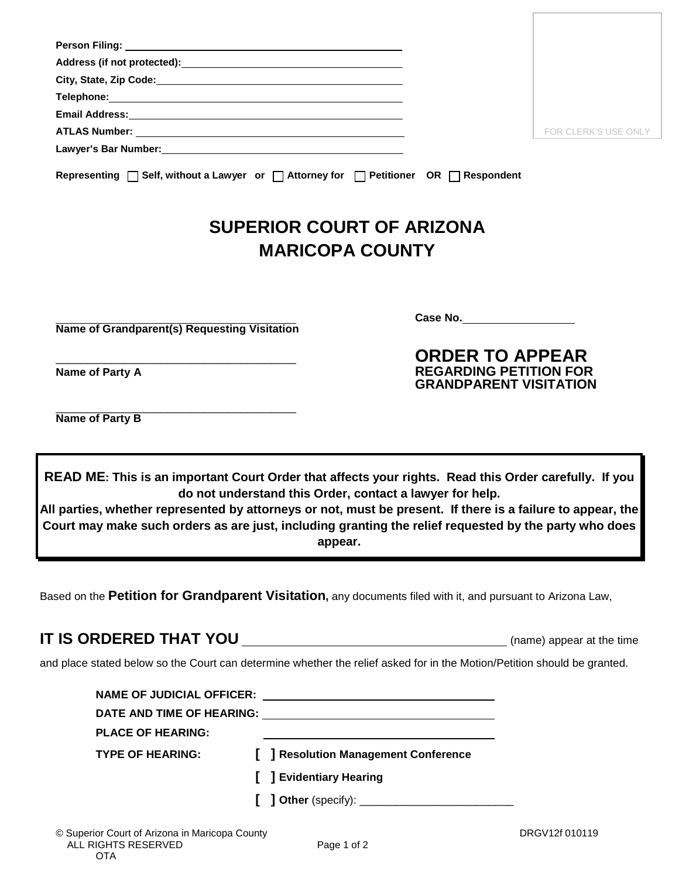Person Filing: ______________________________
Address (if not protected): ______________________________
City, State, Zip Code: ______________________________
Telephone: ______________________________
Email Address: ______________________________
ATLAS Number: ______________________________
Lawyer's Bar Number: ______________________________

Representing ☐ Self, without a Lawyer or ☐ Attorney for ☐ Petitioner OR ☐ Respondent

FOR CLERK'S USE ONLY

# SUPERIOR COURT OF ARIZONA
# MARICOPA COUNTY

______________________________
**Name of Grandparent(s) Requesting Visitation**

______________________________
**Name of Party A**

______________________________
**Name of Party B**

**Case No.** ______________

## ORDER TO APPEAR
### REGARDING PETITION FOR GRANDPARENT VISITATION

**READ ME: This is an important Court Order that affects your rights. Read this Order carefully. If you do not understand this Order, contact a lawyer for help.**
**All parties, whether represented by attorneys or not, must be present. If there is a failure to appear, the Court may make such orders as are just, including granting the relief requested by the party who does appear.**

Based on the **Petition for Grandparent Visitation,** any documents filed with it, and pursuant to Arizona Law,

**IT IS ORDERED THAT YOU** ______________________________ (name) appear at the time and place stated below so the Court can determine whether the relief asked for in the Motion/Petition should be granted.

**NAME OF JUDICIAL OFFICER:** ______________________________
**DATE AND TIME OF HEARING:** ______________________________
**PLACE OF HEARING:** ______________________________
**TYPE OF HEARING:**
[ ] **Resolution Management Conference**
[ ] **Evidentiary Hearing**
[ ] **Other** (specify): _________________________

© Superior Court of Arizona in Maricopa County
ALL RIGHTS RESERVED
OTA

DRGV12f 010119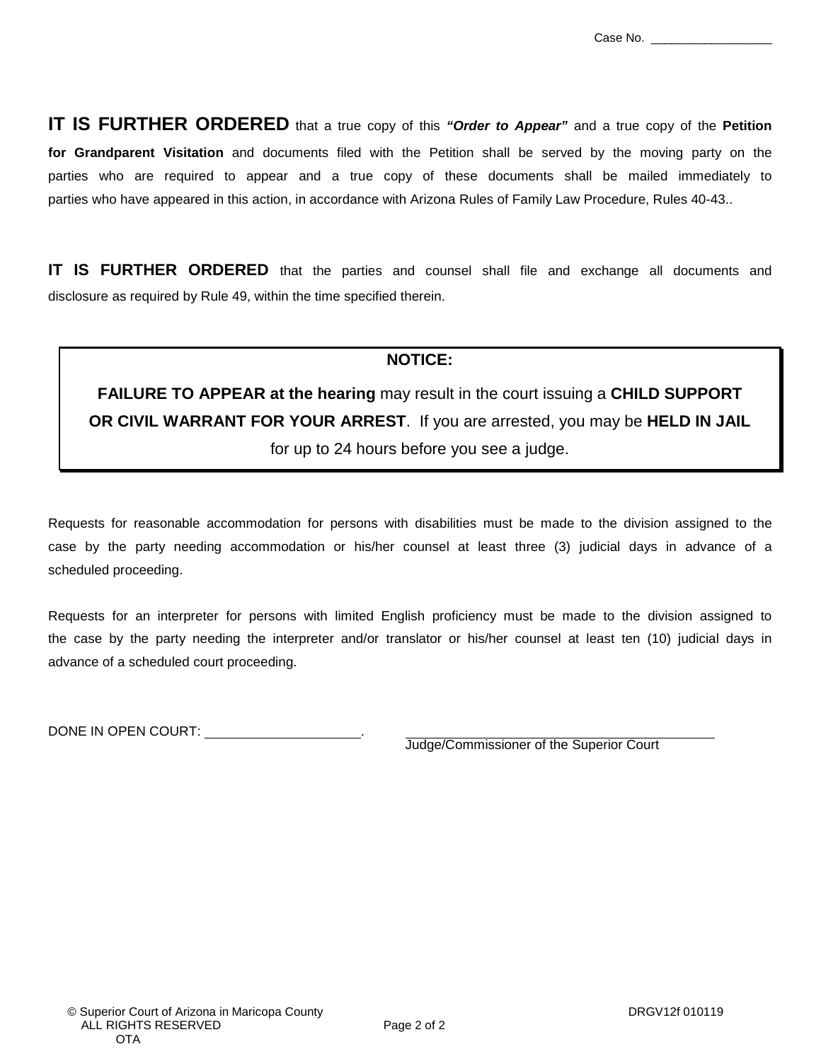Case No. __________________

**IT IS FURTHER ORDERED** that a true copy of this ***"Order to Appear"*** and a true copy of the **Petition for Grandparent Visitation** and documents filed with the Petition shall be served by the moving party on the parties who are required to appear and a true copy of these documents shall be mailed immediately to parties who have appeared in this action, in accordance with Arizona Rules of Family Law Procedure, Rules 40-43..

**IT IS FURTHER ORDERED** that the parties and counsel shall file and exchange all documents and disclosure as required by Rule 49, within the time specified therein.

**NOTICE:**

**FAILURE TO APPEAR at the hearing** may result in the court issuing a **CHILD SUPPORT OR CIVIL WARRANT FOR YOUR ARREST**. If you are arrested, you may be **HELD IN JAIL** for up to 24 hours before you see a judge.

Requests for reasonable accommodation for persons with disabilities must be made to the division assigned to the case by the party needing accommodation or his/her counsel at least three (3) judicial days in advance of a scheduled proceeding.

Requests for an interpreter for persons with limited English proficiency must be made to the division assigned to the case by the party needing the interpreter and/or translator or his/her counsel at least ten (10) judicial days in advance of a scheduled court proceeding.

DONE IN OPEN COURT: ____________________.

____________________________________
Judge/Commissioner of the Superior Court

© Superior Court of Arizona in Maricopa County
ALL RIGHTS RESERVED
OTA

DRGV12f 010119